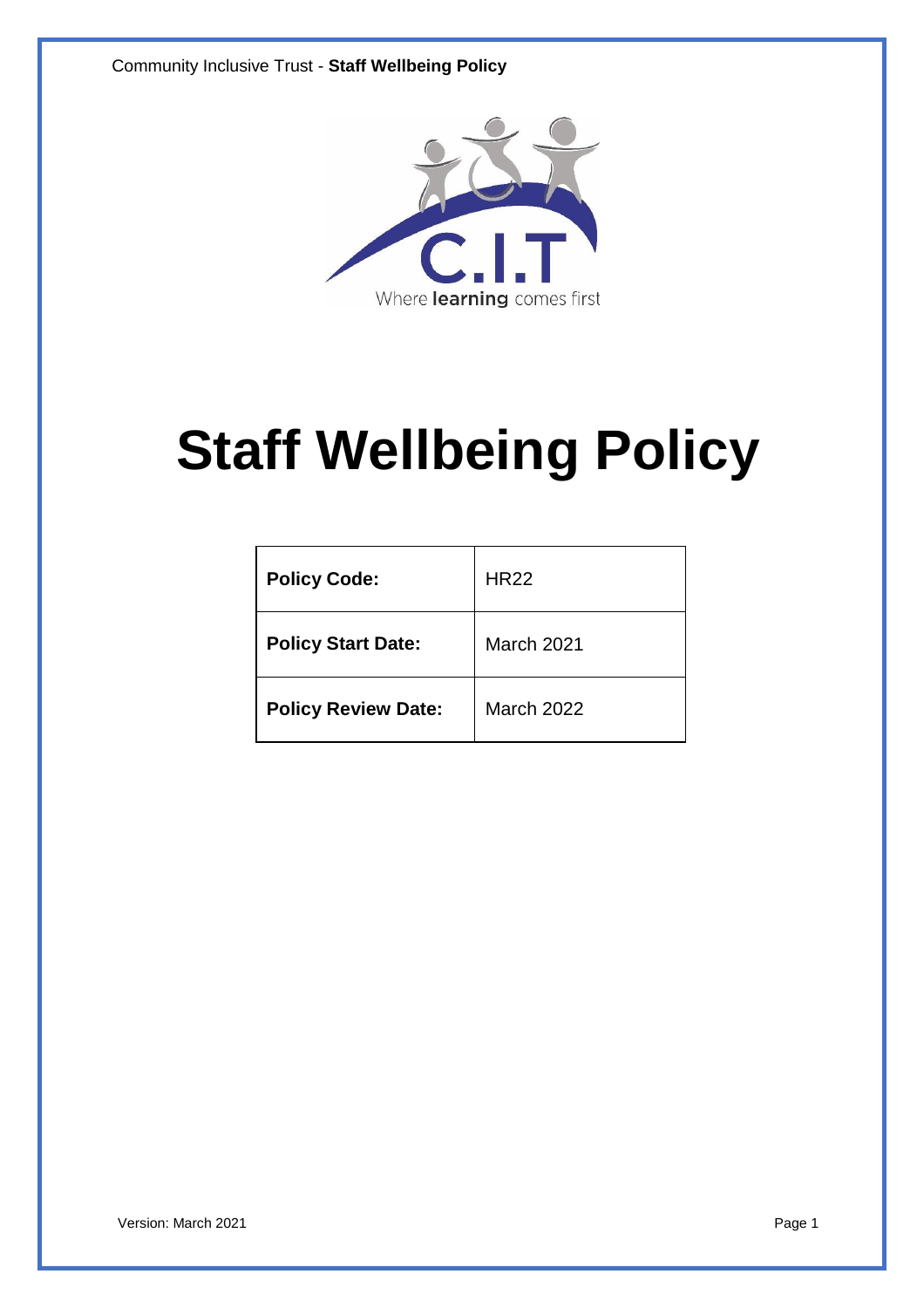# Staff Wellbeing Policy

| Policy Code: | HR22 |
|---|---|
| Policy Start Date: | March 2021 |
| Policy Review Date: | March 2022 |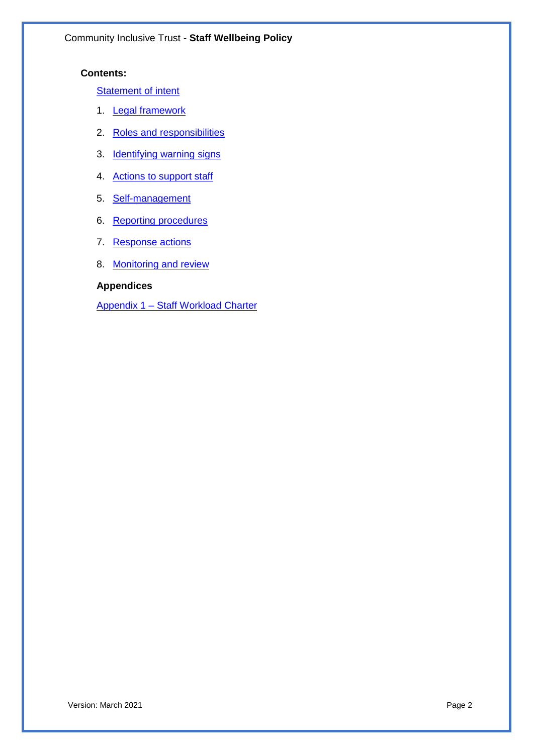**Contents:**

Statement of intent

1. Legal framework
2. Roles and responsibilities
3. Identifying warning signs
4. Actions to support staff
5. Self-management
6. Reporting procedures
7. Response actions
8. Monitoring and review

**Appendices**

Appendix 1 – Staff Workload Charter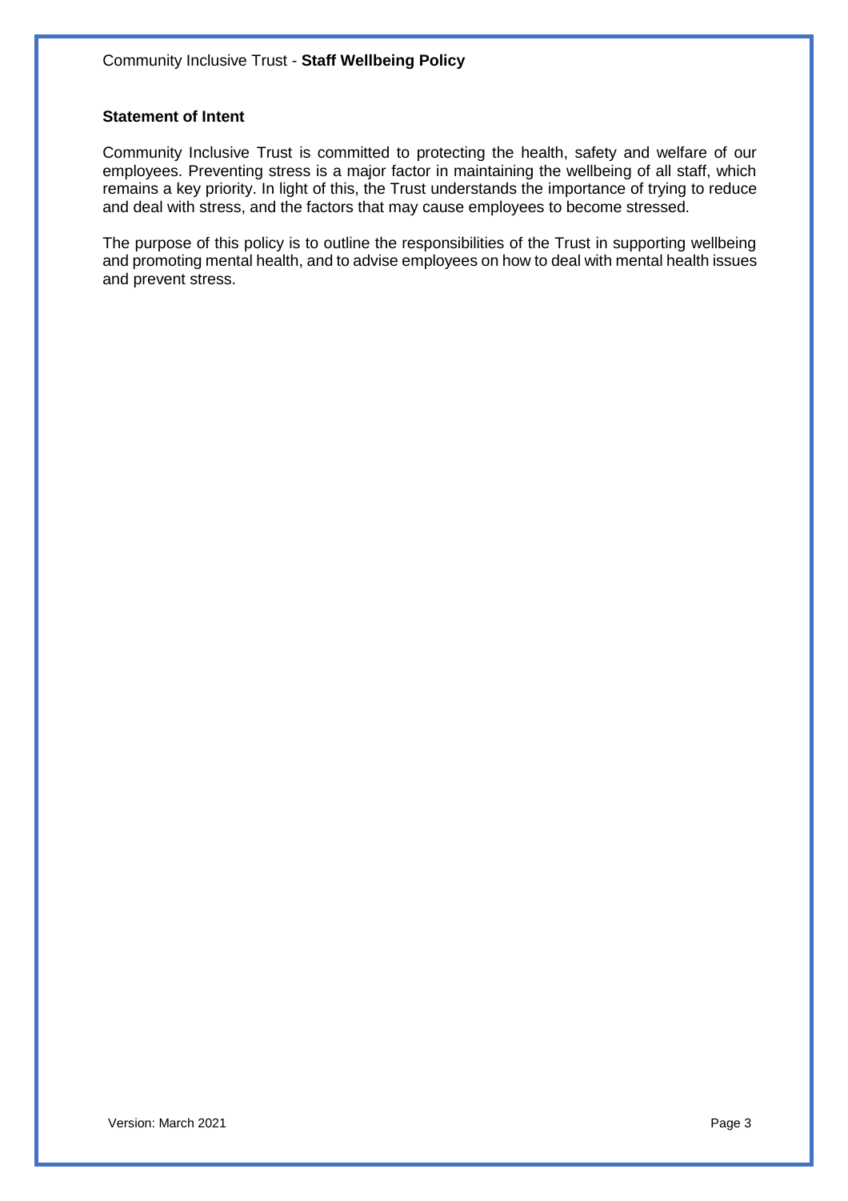## Statement of Intent

Community Inclusive Trust is committed to protecting the health, safety and welfare of our employees. Preventing stress is a major factor in maintaining the wellbeing of all staff, which remains a key priority. In light of this, the Trust understands the importance of trying to reduce and deal with stress, and the factors that may cause employees to become stressed.

The purpose of this policy is to outline the responsibilities of the Trust in supporting wellbeing and promoting mental health, and to advise employees on how to deal with mental health issues and prevent stress.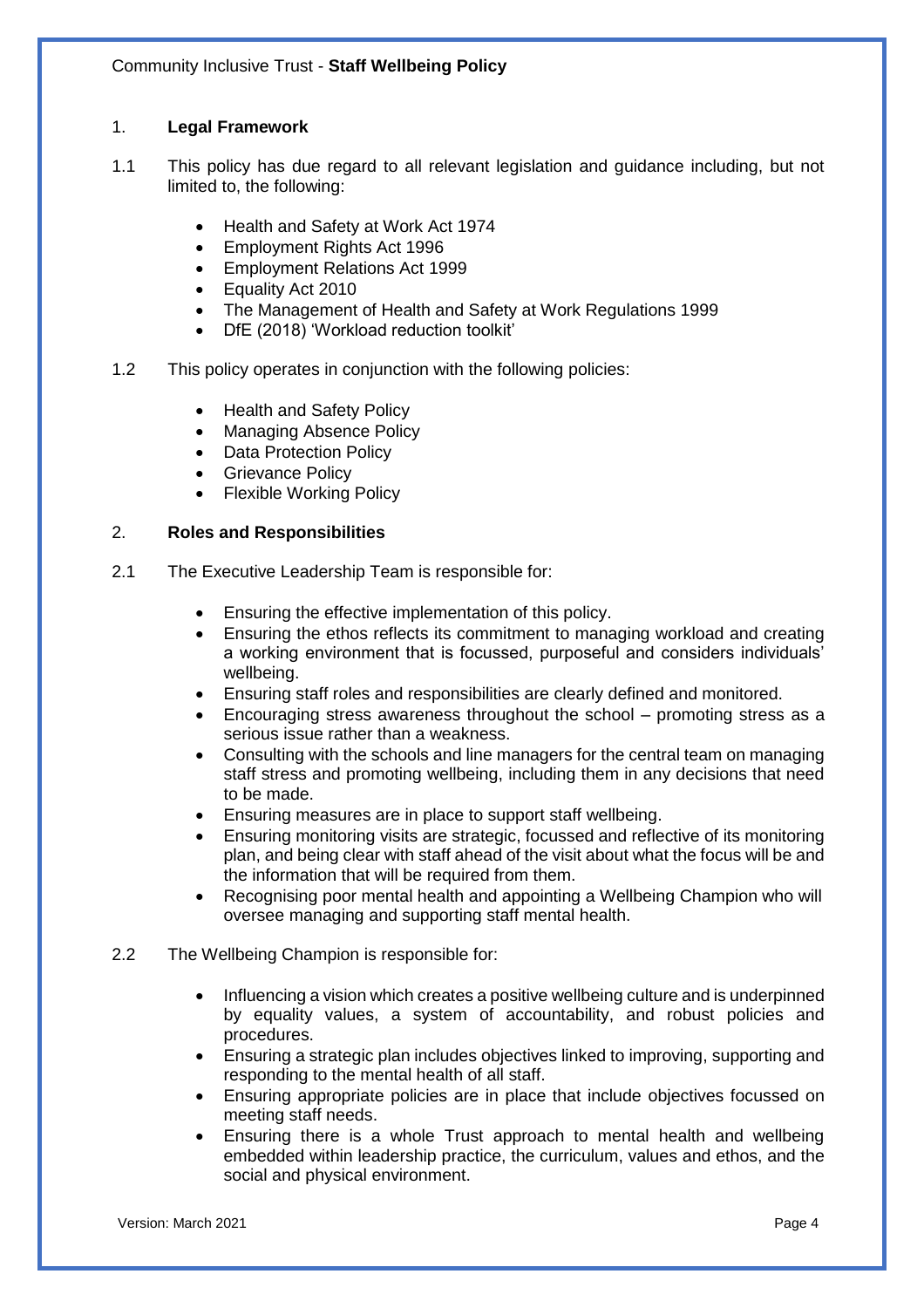## 1. Legal Framework

1.1 This policy has due regard to all relevant legislation and guidance including, but not limited to, the following:

- Health and Safety at Work Act 1974
- Employment Rights Act 1996
- Employment Relations Act 1999
- Equality Act 2010
- The Management of Health and Safety at Work Regulations 1999
- DfE (2018) 'Workload reduction toolkit'

1.2 This policy operates in conjunction with the following policies:

- Health and Safety Policy
- Managing Absence Policy
- Data Protection Policy
- Grievance Policy
- Flexible Working Policy

## 2. Roles and Responsibilities

2.1 The Executive Leadership Team is responsible for:

- Ensuring the effective implementation of this policy.
- Ensuring the ethos reflects its commitment to managing workload and creating a working environment that is focussed, purposeful and considers individuals' wellbeing.
- Ensuring staff roles and responsibilities are clearly defined and monitored.
- Encouraging stress awareness throughout the school – promoting stress as a serious issue rather than a weakness.
- Consulting with the schools and line managers for the central team on managing staff stress and promoting wellbeing, including them in any decisions that need to be made.
- Ensuring measures are in place to support staff wellbeing.
- Ensuring monitoring visits are strategic, focussed and reflective of its monitoring plan, and being clear with staff ahead of the visit about what the focus will be and the information that will be required from them.
- Recognising poor mental health and appointing a Wellbeing Champion who will oversee managing and supporting staff mental health.

2.2 The Wellbeing Champion is responsible for:

- Influencing a vision which creates a positive wellbeing culture and is underpinned by equality values, a system of accountability, and robust policies and procedures.
- Ensuring a strategic plan includes objectives linked to improving, supporting and responding to the mental health of all staff.
- Ensuring appropriate policies are in place that include objectives focussed on meeting staff needs.
- Ensuring there is a whole Trust approach to mental health and wellbeing embedded within leadership practice, the curriculum, values and ethos, and the social and physical environment.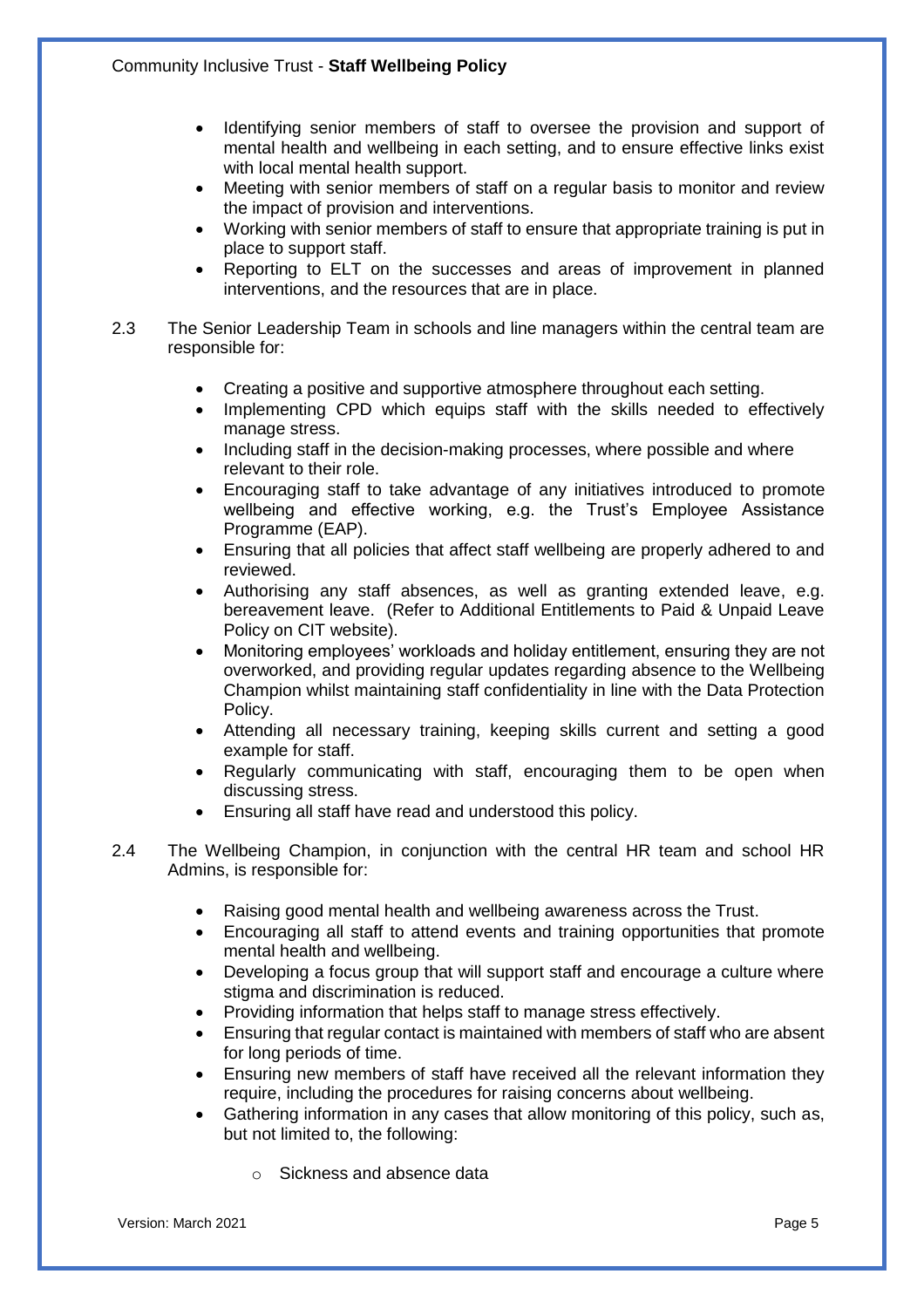- Identifying senior members of staff to oversee the provision and support of mental health and wellbeing in each setting, and to ensure effective links exist with local mental health support.
- Meeting with senior members of staff on a regular basis to monitor and review the impact of provision and interventions.
- Working with senior members of staff to ensure that appropriate training is put in place to support staff.
- Reporting to ELT on the successes and areas of improvement in planned interventions, and the resources that are in place.

2.3 The Senior Leadership Team in schools and line managers within the central team are responsible for:

- Creating a positive and supportive atmosphere throughout each setting.
- Implementing CPD which equips staff with the skills needed to effectively manage stress.
- Including staff in the decision-making processes, where possible and where relevant to their role.
- Encouraging staff to take advantage of any initiatives introduced to promote wellbeing and effective working, e.g. the Trust's Employee Assistance Programme (EAP).
- Ensuring that all policies that affect staff wellbeing are properly adhered to and reviewed.
- Authorising any staff absences, as well as granting extended leave, e.g. bereavement leave. (Refer to Additional Entitlements to Paid & Unpaid Leave Policy on CIT website).
- Monitoring employees' workloads and holiday entitlement, ensuring they are not overworked, and providing regular updates regarding absence to the Wellbeing Champion whilst maintaining staff confidentiality in line with the Data Protection Policy.
- Attending all necessary training, keeping skills current and setting a good example for staff.
- Regularly communicating with staff, encouraging them to be open when discussing stress.
- Ensuring all staff have read and understood this policy.

2.4 The Wellbeing Champion, in conjunction with the central HR team and school HR Admins, is responsible for:

- Raising good mental health and wellbeing awareness across the Trust.
- Encouraging all staff to attend events and training opportunities that promote mental health and wellbeing.
- Developing a focus group that will support staff and encourage a culture where stigma and discrimination is reduced.
- Providing information that helps staff to manage stress effectively.
- Ensuring that regular contact is maintained with members of staff who are absent for long periods of time.
- Ensuring new members of staff have received all the relevant information they require, including the procedures for raising concerns about wellbeing.
- Gathering information in any cases that allow monitoring of this policy, such as, but not limited to, the following:
    - Sickness and absence data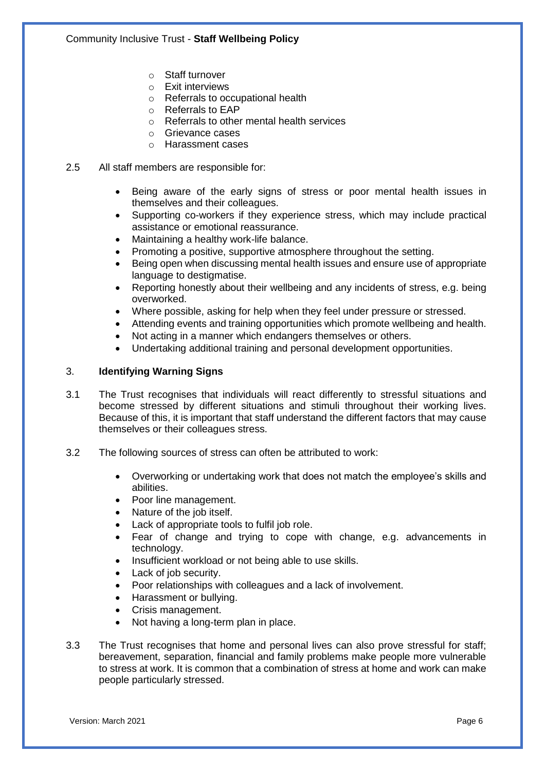- Staff turnover
- Exit interviews
- Referrals to occupational health
- Referrals to EAP
- Referrals to other mental health services
- Grievance cases
- Harassment cases

2.5 All staff members are responsible for:

- Being aware of the early signs of stress or poor mental health issues in themselves and their colleagues.
- Supporting co-workers if they experience stress, which may include practical assistance or emotional reassurance.
- Maintaining a healthy work-life balance.
- Promoting a positive, supportive atmosphere throughout the setting.
- Being open when discussing mental health issues and ensure use of appropriate language to destigmatise.
- Reporting honestly about their wellbeing and any incidents of stress, e.g. being overworked.
- Where possible, asking for help when they feel under pressure or stressed.
- Attending events and training opportunities which promote wellbeing and health.
- Not acting in a manner which endangers themselves or others.
- Undertaking additional training and personal development opportunities.

## 3. Identifying Warning Signs

3.1 The Trust recognises that individuals will react differently to stressful situations and become stressed by different situations and stimuli throughout their working lives. Because of this, it is important that staff understand the different factors that may cause themselves or their colleagues stress.

3.2 The following sources of stress can often be attributed to work:

- Overworking or undertaking work that does not match the employee's skills and abilities.
- Poor line management.
- Nature of the job itself.
- Lack of appropriate tools to fulfil job role.
- Fear of change and trying to cope with change, e.g. advancements in technology.
- Insufficient workload or not being able to use skills.
- Lack of job security.
- Poor relationships with colleagues and a lack of involvement.
- Harassment or bullying.
- Crisis management.
- Not having a long-term plan in place.

3.3 The Trust recognises that home and personal lives can also prove stressful for staff; bereavement, separation, financial and family problems make people more vulnerable to stress at work. It is common that a combination of stress at home and work can make people particularly stressed.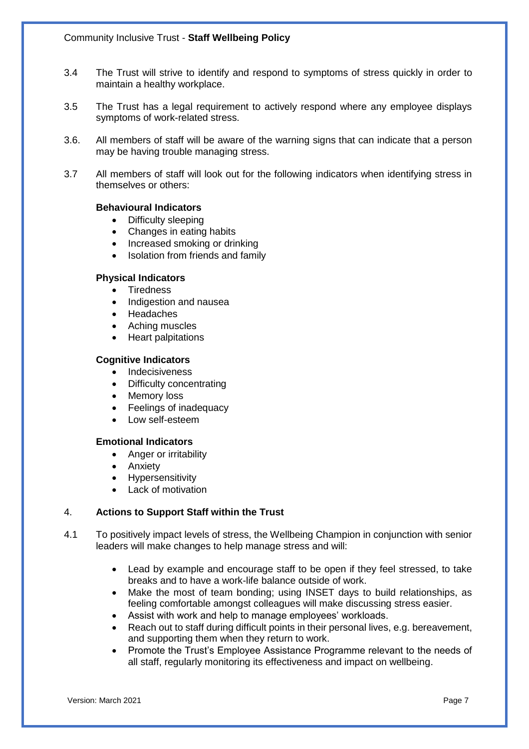3.4 The Trust will strive to identify and respond to symptoms of stress quickly in order to maintain a healthy workplace.

3.5 The Trust has a legal requirement to actively respond where any employee displays symptoms of work-related stress.

3.6. All members of staff will be aware of the warning signs that can indicate that a person may be having trouble managing stress.

3.7 All members of staff will look out for the following indicators when identifying stress in themselves or others:

**Behavioural Indicators**

- Difficulty sleeping
- Changes in eating habits
- Increased smoking or drinking
- Isolation from friends and family

**Physical Indicators**

- Tiredness
- Indigestion and nausea
- Headaches
- Aching muscles
- Heart palpitations

**Cognitive Indicators**

- Indecisiveness
- Difficulty concentrating
- Memory loss
- Feelings of inadequacy
- Low self-esteem

**Emotional Indicators**

- Anger or irritability
- Anxiety
- Hypersensitivity
- Lack of motivation

## 4. Actions to Support Staff within the Trust

4.1 To positively impact levels of stress, the Wellbeing Champion in conjunction with senior leaders will make changes to help manage stress and will:

- Lead by example and encourage staff to be open if they feel stressed, to take breaks and to have a work-life balance outside of work.
- Make the most of team bonding; using INSET days to build relationships, as feeling comfortable amongst colleagues will make discussing stress easier.
- Assist with work and help to manage employees' workloads.
- Reach out to staff during difficult points in their personal lives, e.g. bereavement, and supporting them when they return to work.
- Promote the Trust's Employee Assistance Programme relevant to the needs of all staff, regularly monitoring its effectiveness and impact on wellbeing.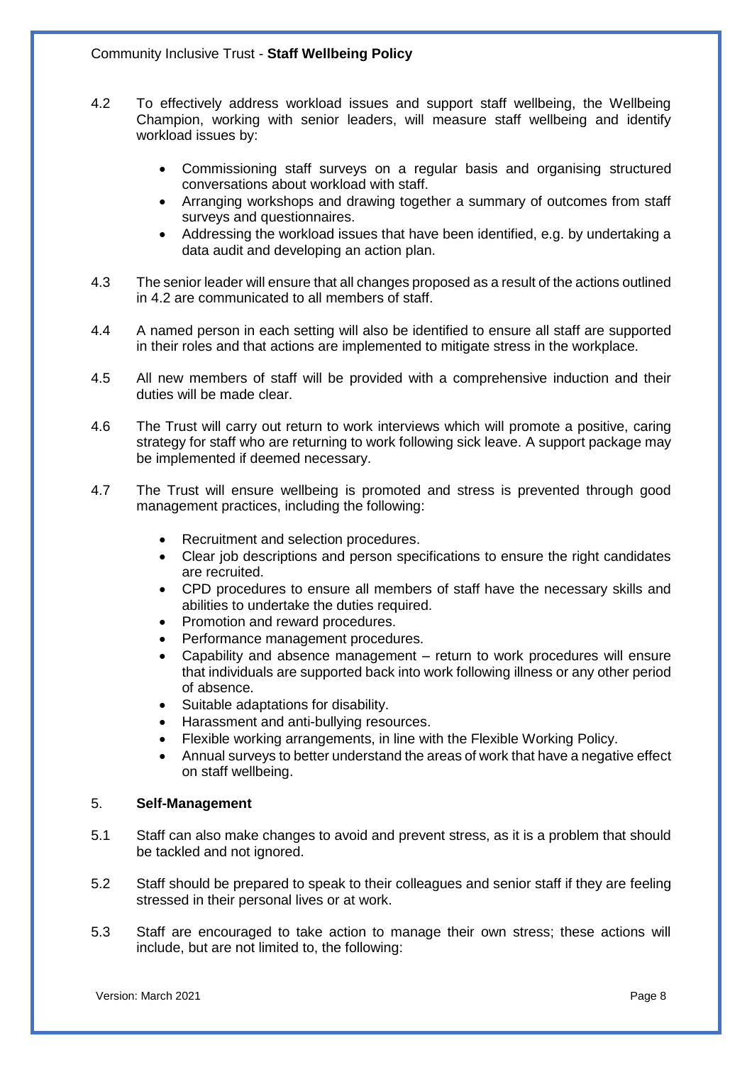4.2 To effectively address workload issues and support staff wellbeing, the Wellbeing Champion, working with senior leaders, will measure staff wellbeing and identify workload issues by:

- Commissioning staff surveys on a regular basis and organising structured conversations about workload with staff.
- Arranging workshops and drawing together a summary of outcomes from staff surveys and questionnaires.
- Addressing the workload issues that have been identified, e.g. by undertaking a data audit and developing an action plan.

4.3 The senior leader will ensure that all changes proposed as a result of the actions outlined in 4.2 are communicated to all members of staff.

4.4 A named person in each setting will also be identified to ensure all staff are supported in their roles and that actions are implemented to mitigate stress in the workplace.

4.5 All new members of staff will be provided with a comprehensive induction and their duties will be made clear.

4.6 The Trust will carry out return to work interviews which will promote a positive, caring strategy for staff who are returning to work following sick leave. A support package may be implemented if deemed necessary.

4.7 The Trust will ensure wellbeing is promoted and stress is prevented through good management practices, including the following:

- Recruitment and selection procedures.
- Clear job descriptions and person specifications to ensure the right candidates are recruited.
- CPD procedures to ensure all members of staff have the necessary skills and abilities to undertake the duties required.
- Promotion and reward procedures.
- Performance management procedures.
- Capability and absence management – return to work procedures will ensure that individuals are supported back into work following illness or any other period of absence.
- Suitable adaptations for disability.
- Harassment and anti-bullying resources.
- Flexible working arrangements, in line with the Flexible Working Policy.
- Annual surveys to better understand the areas of work that have a negative effect on staff wellbeing.

## 5. Self-Management

5.1 Staff can also make changes to avoid and prevent stress, as it is a problem that should be tackled and not ignored.

5.2 Staff should be prepared to speak to their colleagues and senior staff if they are feeling stressed in their personal lives or at work.

5.3 Staff are encouraged to take action to manage their own stress; these actions will include, but are not limited to, the following: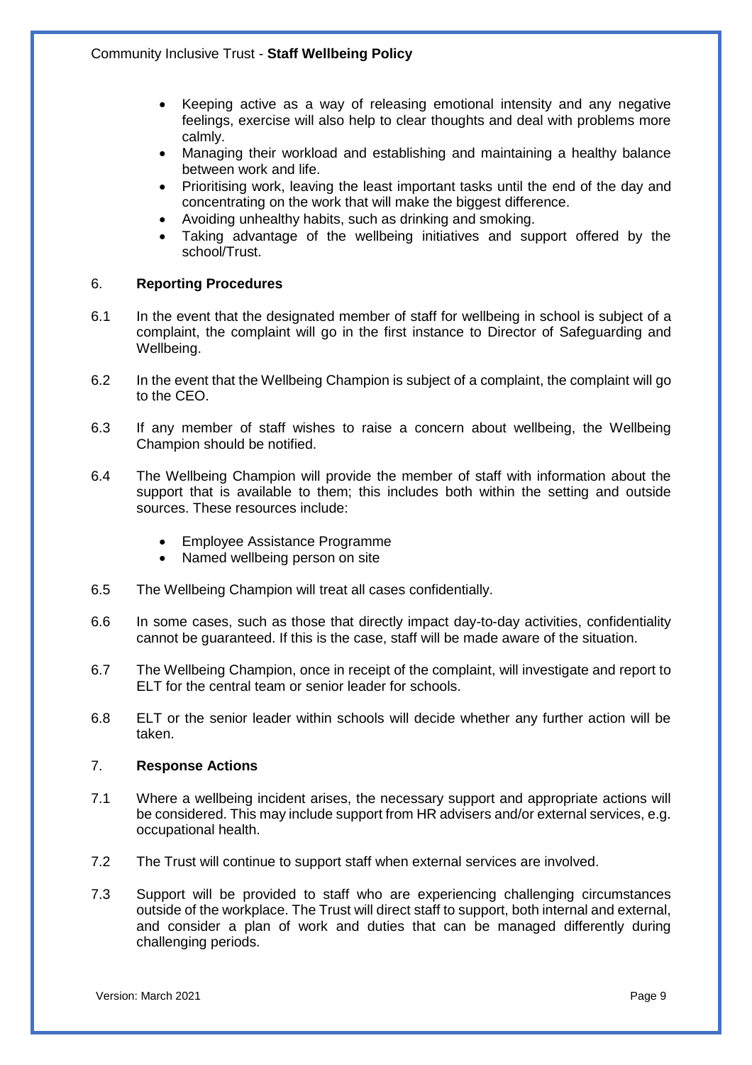- Keeping active as a way of releasing emotional intensity and any negative feelings, exercise will also help to clear thoughts and deal with problems more calmly.
- Managing their workload and establishing and maintaining a healthy balance between work and life.
- Prioritising work, leaving the least important tasks until the end of the day and concentrating on the work that will make the biggest difference.
- Avoiding unhealthy habits, such as drinking and smoking.
- Taking advantage of the wellbeing initiatives and support offered by the school/Trust.

## 6. Reporting Procedures

6.1 In the event that the designated member of staff for wellbeing in school is subject of a complaint, the complaint will go in the first instance to Director of Safeguarding and Wellbeing.

6.2 In the event that the Wellbeing Champion is subject of a complaint, the complaint will go to the CEO.

6.3 If any member of staff wishes to raise a concern about wellbeing, the Wellbeing Champion should be notified.

6.4 The Wellbeing Champion will provide the member of staff with information about the support that is available to them; this includes both within the setting and outside sources. These resources include:

- Employee Assistance Programme
- Named wellbeing person on site

6.5 The Wellbeing Champion will treat all cases confidentially.

6.6 In some cases, such as those that directly impact day-to-day activities, confidentiality cannot be guaranteed. If this is the case, staff will be made aware of the situation.

6.7 The Wellbeing Champion, once in receipt of the complaint, will investigate and report to ELT for the central team or senior leader for schools.

6.8 ELT or the senior leader within schools will decide whether any further action will be taken.

## 7. Response Actions

7.1 Where a wellbeing incident arises, the necessary support and appropriate actions will be considered. This may include support from HR advisers and/or external services, e.g. occupational health.

7.2 The Trust will continue to support staff when external services are involved.

7.3 Support will be provided to staff who are experiencing challenging circumstances outside of the workplace. The Trust will direct staff to support, both internal and external, and consider a plan of work and duties that can be managed differently during challenging periods.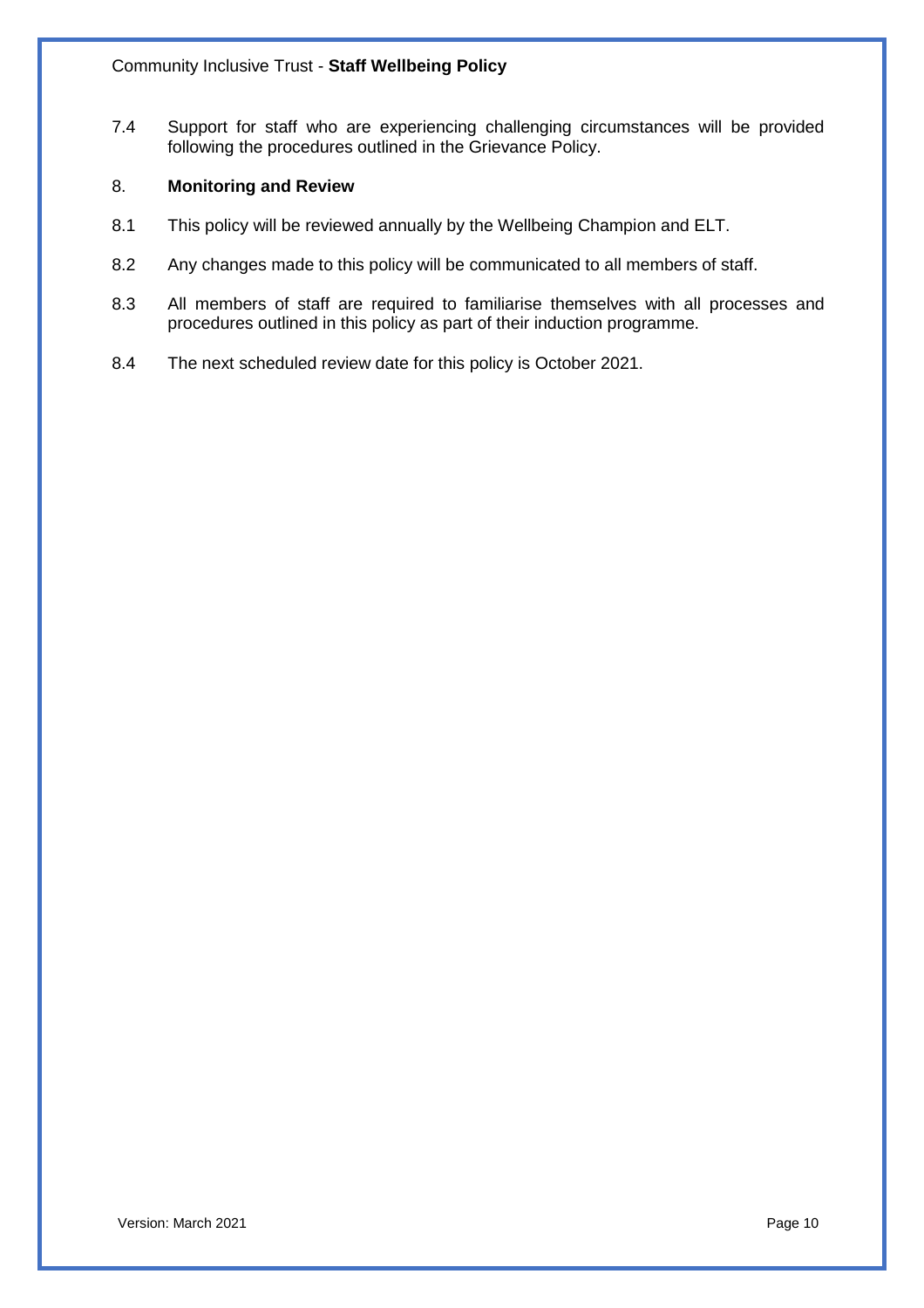7.4 Support for staff who are experiencing challenging circumstances will be provided following the procedures outlined in the Grievance Policy.

## 8. Monitoring and Review

8.1 This policy will be reviewed annually by the Wellbeing Champion and ELT.

8.2 Any changes made to this policy will be communicated to all members of staff.

8.3 All members of staff are required to familiarise themselves with all processes and procedures outlined in this policy as part of their induction programme.

8.4 The next scheduled review date for this policy is October 2021.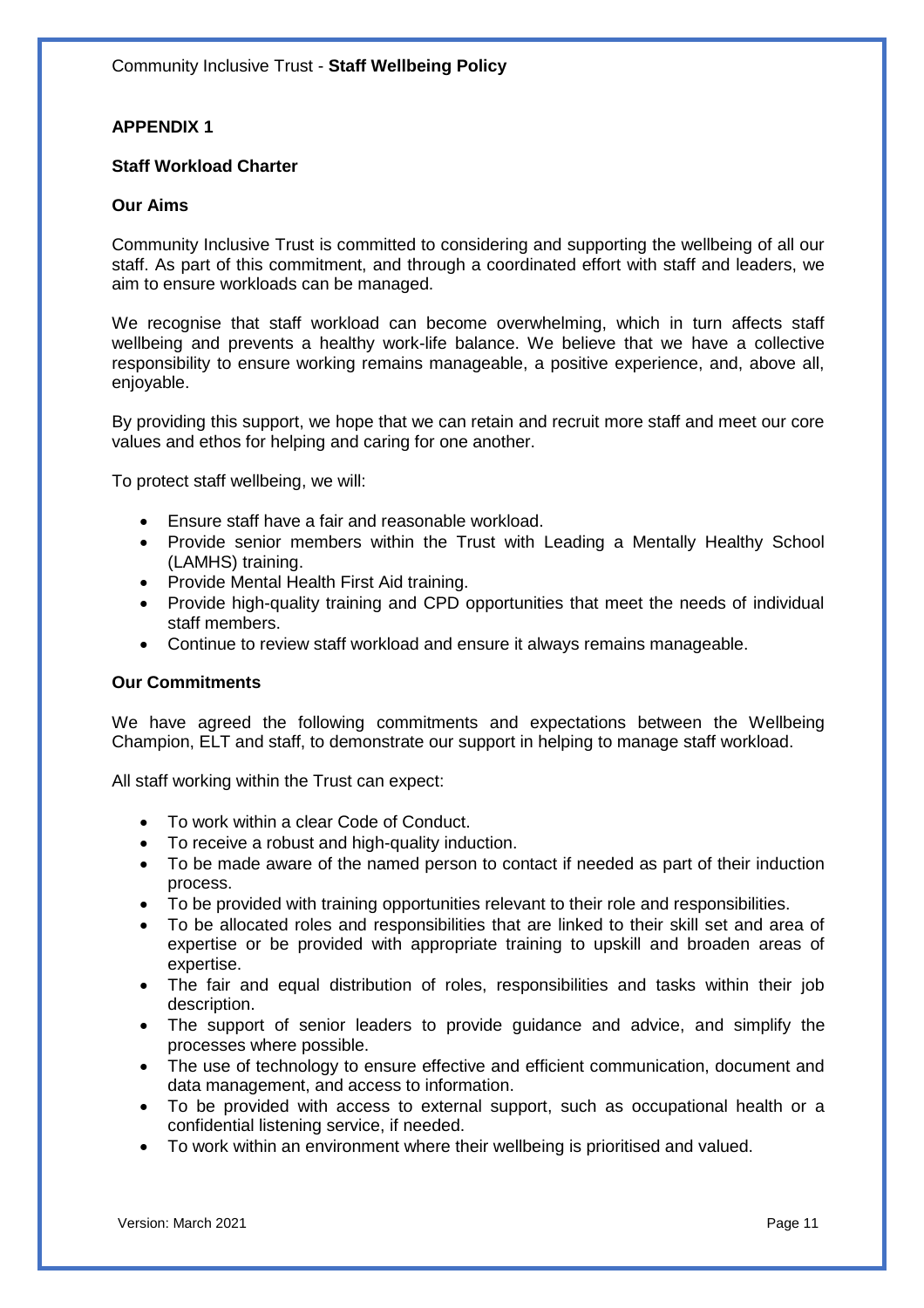## APPENDIX 1

### Staff Workload Charter

### Our Aims

Community Inclusive Trust is committed to considering and supporting the wellbeing of all our staff. As part of this commitment, and through a coordinated effort with staff and leaders, we aim to ensure workloads can be managed.

We recognise that staff workload can become overwhelming, which in turn affects staff wellbeing and prevents a healthy work-life balance. We believe that we have a collective responsibility to ensure working remains manageable, a positive experience, and, above all, enjoyable.

By providing this support, we hope that we can retain and recruit more staff and meet our core values and ethos for helping and caring for one another.

To protect staff wellbeing, we will:

- Ensure staff have a fair and reasonable workload.
- Provide senior members within the Trust with Leading a Mentally Healthy School (LAMHS) training.
- Provide Mental Health First Aid training.
- Provide high-quality training and CPD opportunities that meet the needs of individual staff members.
- Continue to review staff workload and ensure it always remains manageable.

### Our Commitments

We have agreed the following commitments and expectations between the Wellbeing Champion, ELT and staff, to demonstrate our support in helping to manage staff workload.

All staff working within the Trust can expect:

- To work within a clear Code of Conduct.
- To receive a robust and high-quality induction.
- To be made aware of the named person to contact if needed as part of their induction process.
- To be provided with training opportunities relevant to their role and responsibilities.
- To be allocated roles and responsibilities that are linked to their skill set and area of expertise or be provided with appropriate training to upskill and broaden areas of expertise.
- The fair and equal distribution of roles, responsibilities and tasks within their job description.
- The support of senior leaders to provide guidance and advice, and simplify the processes where possible.
- The use of technology to ensure effective and efficient communication, document and data management, and access to information.
- To be provided with access to external support, such as occupational health or a confidential listening service, if needed.
- To work within an environment where their wellbeing is prioritised and valued.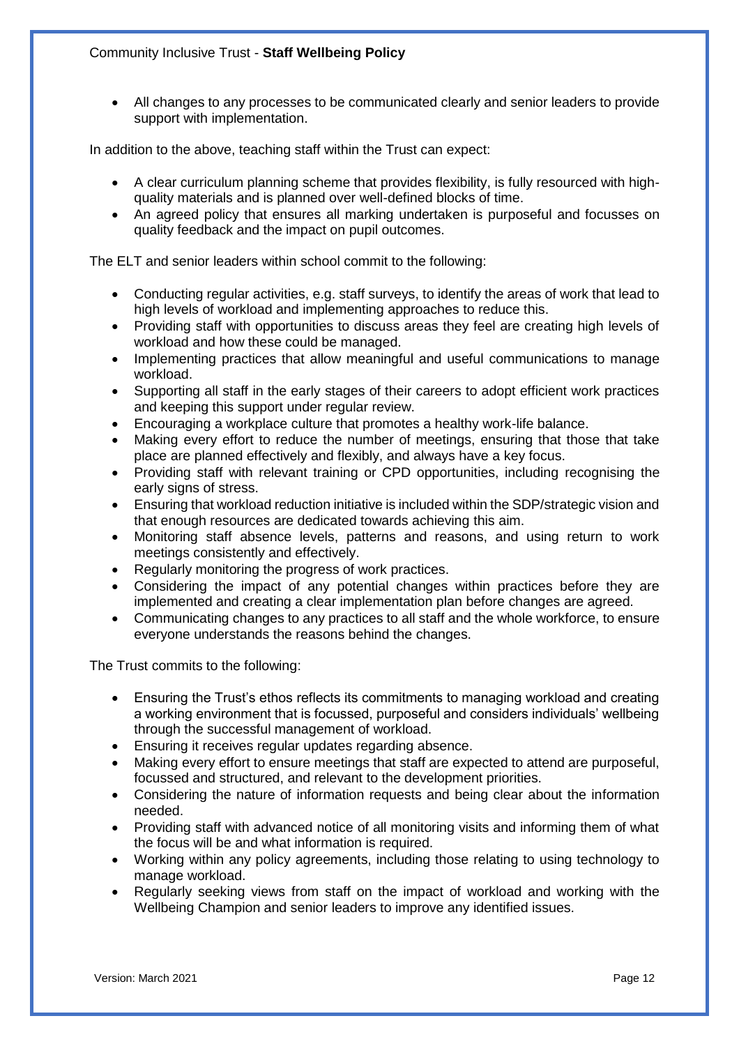- All changes to any processes to be communicated clearly and senior leaders to provide support with implementation.

In addition to the above, teaching staff within the Trust can expect:

- A clear curriculum planning scheme that provides flexibility, is fully resourced with high-quality materials and is planned over well-defined blocks of time.
- An agreed policy that ensures all marking undertaken is purposeful and focusses on quality feedback and the impact on pupil outcomes.

The ELT and senior leaders within school commit to the following:

- Conducting regular activities, e.g. staff surveys, to identify the areas of work that lead to high levels of workload and implementing approaches to reduce this.
- Providing staff with opportunities to discuss areas they feel are creating high levels of workload and how these could be managed.
- Implementing practices that allow meaningful and useful communications to manage workload.
- Supporting all staff in the early stages of their careers to adopt efficient work practices and keeping this support under regular review.
- Encouraging a workplace culture that promotes a healthy work-life balance.
- Making every effort to reduce the number of meetings, ensuring that those that take place are planned effectively and flexibly, and always have a key focus.
- Providing staff with relevant training or CPD opportunities, including recognising the early signs of stress.
- Ensuring that workload reduction initiative is included within the SDP/strategic vision and that enough resources are dedicated towards achieving this aim.
- Monitoring staff absence levels, patterns and reasons, and using return to work meetings consistently and effectively.
- Regularly monitoring the progress of work practices.
- Considering the impact of any potential changes within practices before they are implemented and creating a clear implementation plan before changes are agreed.
- Communicating changes to any practices to all staff and the whole workforce, to ensure everyone understands the reasons behind the changes.

The Trust commits to the following:

- Ensuring the Trust's ethos reflects its commitments to managing workload and creating a working environment that is focussed, purposeful and considers individuals' wellbeing through the successful management of workload.
- Ensuring it receives regular updates regarding absence.
- Making every effort to ensure meetings that staff are expected to attend are purposeful, focussed and structured, and relevant to the development priorities.
- Considering the nature of information requests and being clear about the information needed.
- Providing staff with advanced notice of all monitoring visits and informing them of what the focus will be and what information is required.
- Working within any policy agreements, including those relating to using technology to manage workload.
- Regularly seeking views from staff on the impact of workload and working with the Wellbeing Champion and senior leaders to improve any identified issues.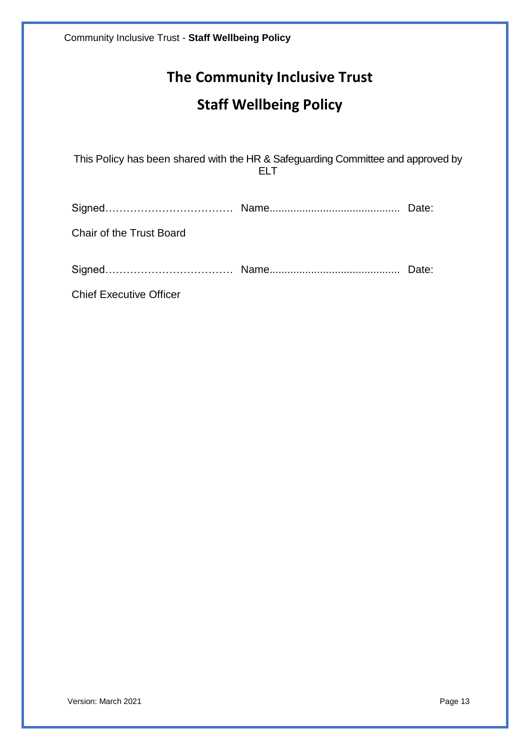# The Community Inclusive Trust

## Staff Wellbeing Policy

This Policy has been shared with the HR & Safeguarding Committee and approved by ELT

Signed……………………………… Name........................................... Date:

Chair of the Trust Board

Signed……………………………… Name........................................... Date:

Chief Executive Officer